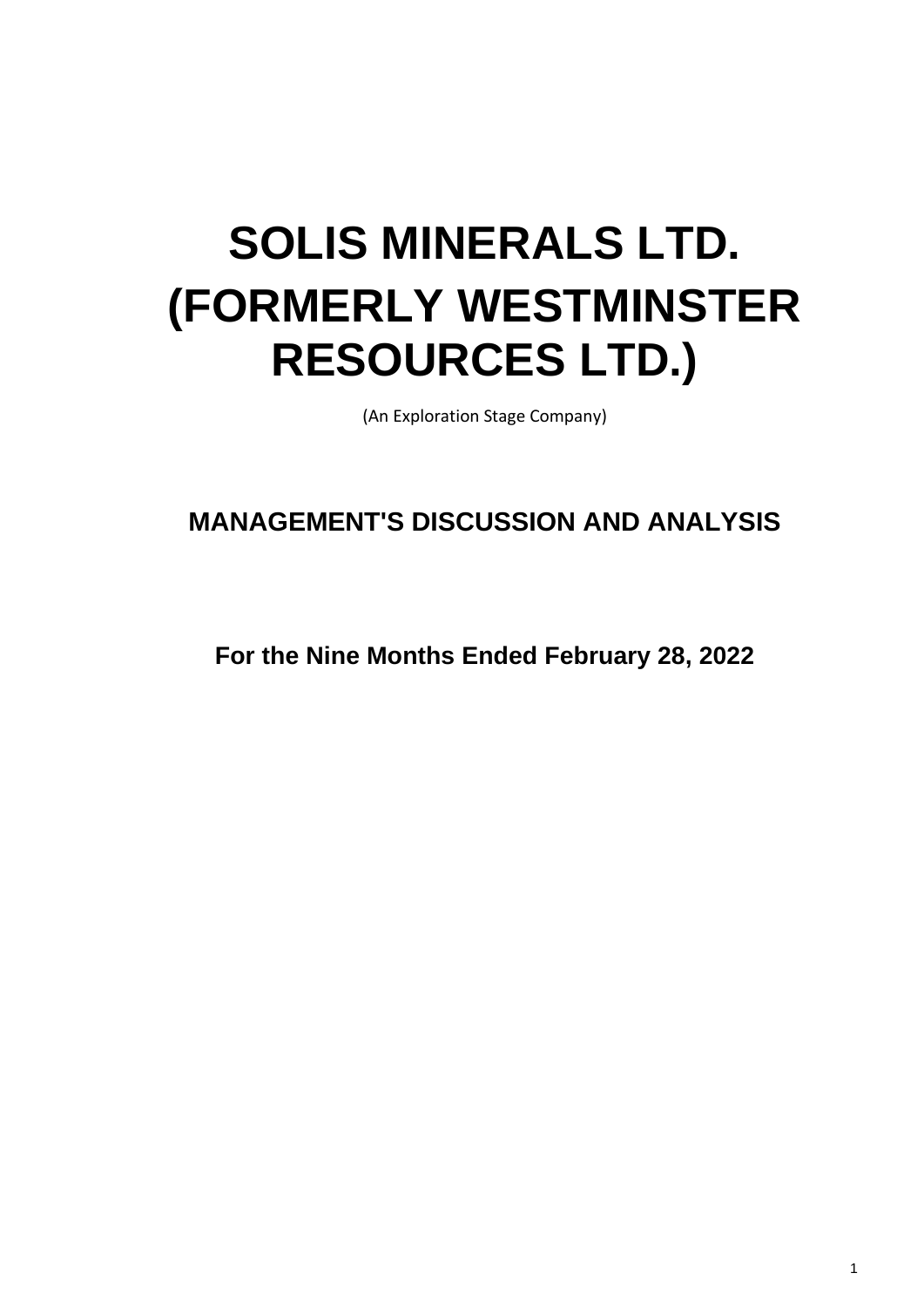# SOLIS MINERALS LTD. (FORMERLY WESTMINSTER RESOURCES LTD.)

(An Exploration Stage Company)

## MANAGEMENT'S DISCUSSION AND ANALYSIS

**For the Nine Months Ended February 28, 2022**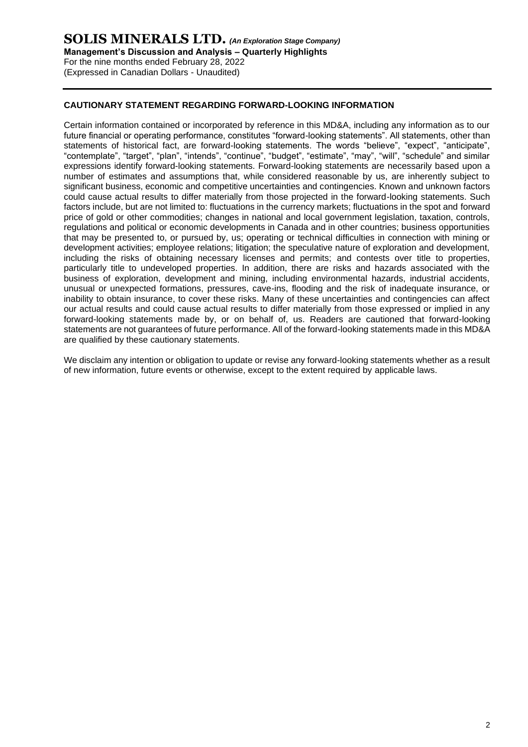## CAUTIONARY STATEMENT REGARDING FORWARD-LOOKING INFORMATION

Certain information contained or incorporated by reference in this MD&A, including any information as to our future financial or operating performance, constitutes "forward-looking statements". All statements, other than statements of historical fact, are forward-looking statements. The words "believe", "expect", "anticipate", "contemplate", "target", "plan", "intends", "continue", "budget", "estimate", "may", "will", "schedule" and similar expressions identify forward-looking statements. Forward-looking statements are necessarily based upon a number of estimates and assumptions that, while considered reasonable by us, are inherently subject to significant business, economic and competitive uncertainties and contingencies. Known and unknown factors could cause actual results to differ materially from those projected in the forward-looking statements. Such factors include, but are not limited to: fluctuations in the currency markets; fluctuations in the spot and forward price of gold or other commodities; changes in national and local government legislation, taxation, controls, regulations and political or economic developments in Canada and in other countries; business opportunities that may be presented to, or pursued by, us; operating or technical difficulties in connection with mining or development activities; employee relations; litigation; the speculative nature of exploration and development, including the risks of obtaining necessary licenses and permits; and contests over title to properties, particularly title to undeveloped properties. In addition, there are risks and hazards associated with the business of exploration, development and mining, including environmental hazards, industrial accidents, unusual or unexpected formations, pressures, cave-ins, flooding and the risk of inadequate insurance, or inability to obtain insurance, to cover these risks. Many of these uncertainties and contingencies can affect our actual results and could cause actual results to differ materially from those expressed or implied in any forward-looking statements made by, or on behalf of, us. Readers are cautioned that forward-looking statements are not guarantees of future performance. All of the forward-looking statements made in this MD&A are qualified by these cautionary statements.

We disclaim any intention or obligation to update or revise any forward-looking statements whether as a result of new information, future events or otherwise, except to the extent required by applicable laws.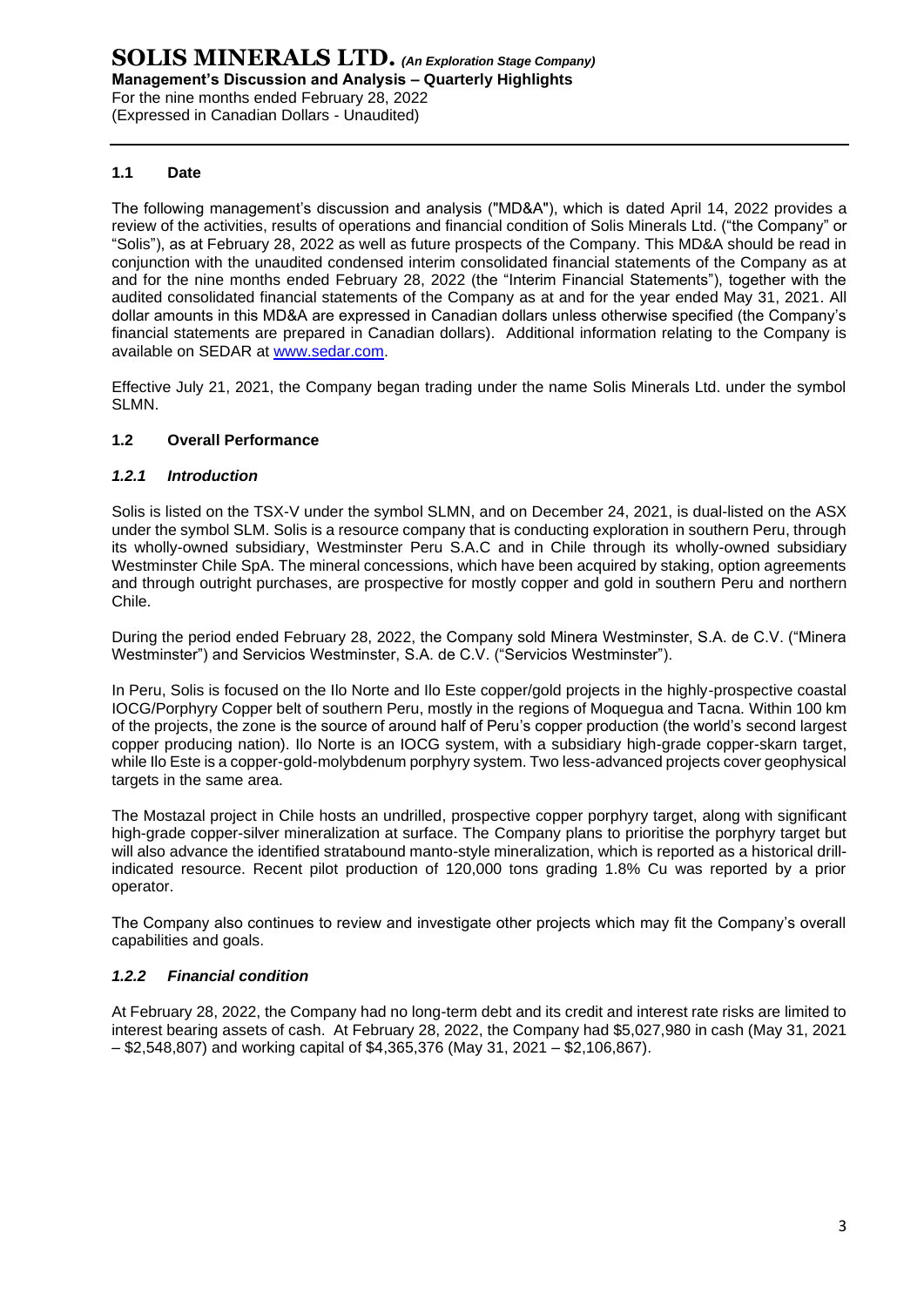## 1.1 Date

The following management's discussion and analysis ("MD&A"), which is dated April 14, 2022 provides a review of the activities, results of operations and financial condition of Solis Minerals Ltd. ("the Company" or "Solis"), as at February 28, 2022 as well as future prospects of the Company. This MD&A should be read in conjunction with the unaudited condensed interim consolidated financial statements of the Company as at and for the nine months ended February 28, 2022 (the "Interim Financial Statements"), together with the audited consolidated financial statements of the Company as at and for the year ended May 31, 2021. All dollar amounts in this MD&A are expressed in Canadian dollars unless otherwise specified (the Company's financial statements are prepared in Canadian dollars). Additional information relating to the Company is available on SEDAR at www.sedar.com.

Effective July 21, 2021, the Company began trading under the name Solis Minerals Ltd. under the symbol SLMN.

## 1.2 Overall Performance

### *1.2.1 Introduction*

Solis is listed on the TSX-V under the symbol SLMN, and on December 24, 2021, is dual-listed on the ASX under the symbol SLM. Solis is a resource company that is conducting exploration in southern Peru, through its wholly-owned subsidiary, Westminster Peru S.A.C and in Chile through its wholly-owned subsidiary Westminster Chile SpA. The mineral concessions, which have been acquired by staking, option agreements and through outright purchases, are prospective for mostly copper and gold in southern Peru and northern Chile.

During the period ended February 28, 2022, the Company sold Minera Westminster, S.A. de C.V. ("Minera Westminster") and Servicios Westminster, S.A. de C.V. ("Servicios Westminster").

In Peru, Solis is focused on the Ilo Norte and Ilo Este copper/gold projects in the highly-prospective coastal IOCG/Porphyry Copper belt of southern Peru, mostly in the regions of Moquegua and Tacna. Within 100 km of the projects, the zone is the source of around half of Peru's copper production (the world's second largest copper producing nation). Ilo Norte is an IOCG system, with a subsidiary high-grade copper-skarn target, while Ilo Este is a copper-gold-molybdenum porphyry system. Two less-advanced projects cover geophysical targets in the same area.

The Mostazal project in Chile hosts an undrilled, prospective copper porphyry target, along with significant high-grade copper-silver mineralization at surface. The Company plans to prioritise the porphyry target but will also advance the identified stratabound manto-style mineralization, which is reported as a historical drill-indicated resource. Recent pilot production of 120,000 tons grading 1.8% Cu was reported by a prior operator.

The Company also continues to review and investigate other projects which may fit the Company's overall capabilities and goals.

### *1.2.2 Financial condition*

At February 28, 2022, the Company had no long-term debt and its credit and interest rate risks are limited to interest bearing assets of cash. At February 28, 2022, the Company had $5,027,980 in cash (May 31, 2021 – $2,548,807) and working capital of $4,365,376 (May 31, 2021 – $2,106,867).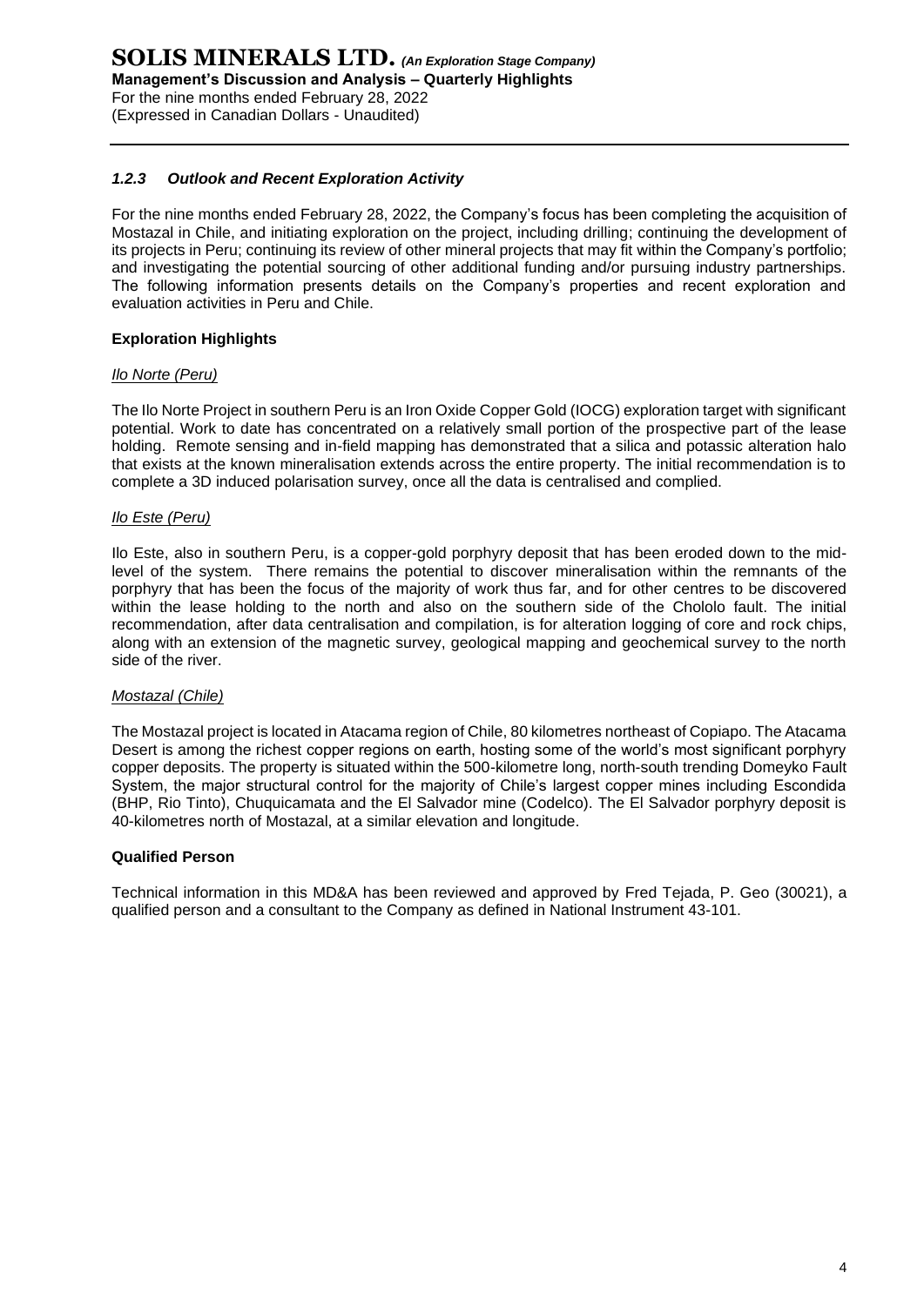### *1.2.3 Outlook and Recent Exploration Activity*

For the nine months ended February 28, 2022, the Company's focus has been completing the acquisition of Mostazal in Chile, and initiating exploration on the project, including drilling; continuing the development of its projects in Peru; continuing its review of other mineral projects that may fit within the Company's portfolio; and investigating the potential sourcing of other additional funding and/or pursuing industry partnerships. The following information presents details on the Company's properties and recent exploration and evaluation activities in Peru and Chile.

**Exploration Highlights**

*Ilo Norte (Peru)*

The Ilo Norte Project in southern Peru is an Iron Oxide Copper Gold (IOCG) exploration target with significant potential. Work to date has concentrated on a relatively small portion of the prospective part of the lease holding. Remote sensing and in-field mapping has demonstrated that a silica and potassic alteration halo that exists at the known mineralisation extends across the entire property. The initial recommendation is to complete a 3D induced polarisation survey, once all the data is centralised and complied.

*Ilo Este (Peru)*

Ilo Este, also in southern Peru, is a copper-gold porphyry deposit that has been eroded down to the mid-level of the system. There remains the potential to discover mineralisation within the remnants of the porphyry that has been the focus of the majority of work thus far, and for other centres to be discovered within the lease holding to the north and also on the southern side of the Chololo fault. The initial recommendation, after data centralisation and compilation, is for alteration logging of core and rock chips, along with an extension of the magnetic survey, geological mapping and geochemical survey to the north side of the river.

*Mostazal (Chile)*

The Mostazal project is located in Atacama region of Chile, 80 kilometres northeast of Copiapo. The Atacama Desert is among the richest copper regions on earth, hosting some of the world's most significant porphyry copper deposits. The property is situated within the 500-kilometre long, north-south trending Domeyko Fault System, the major structural control for the majority of Chile's largest copper mines including Escondida (BHP, Rio Tinto), Chuquicamata and the El Salvador mine (Codelco). The El Salvador porphyry deposit is 40-kilometres north of Mostazal, at a similar elevation and longitude.

**Qualified Person**

Technical information in this MD&A has been reviewed and approved by Fred Tejada, P. Geo (30021), a qualified person and a consultant to the Company as defined in National Instrument 43-101.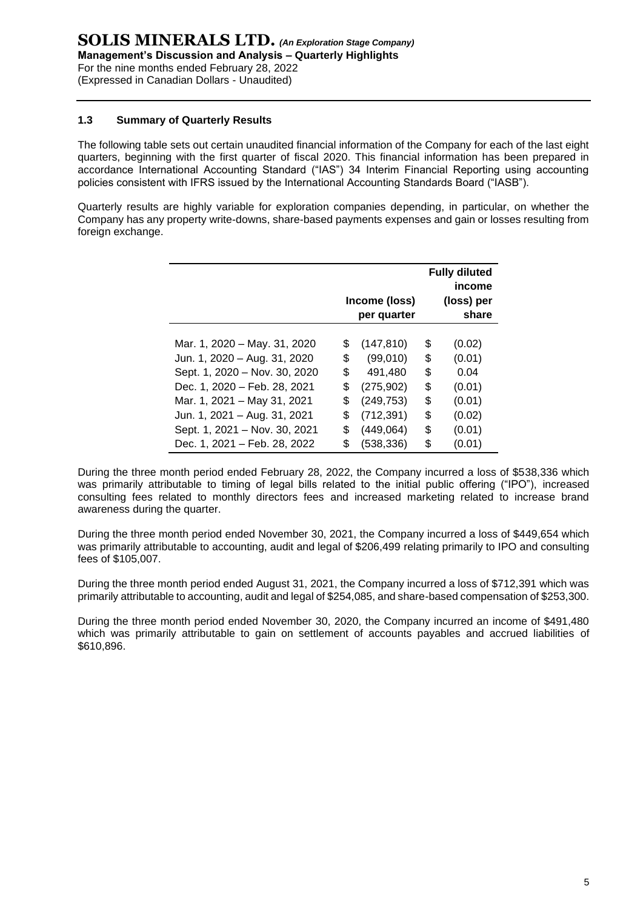### 1.3 Summary of Quarterly Results

The following table sets out certain unaudited financial information of the Company for each of the last eight quarters, beginning with the first quarter of fiscal 2020. This financial information has been prepared in accordance International Accounting Standard ("IAS") 34 Interim Financial Reporting using accounting policies consistent with IFRS issued by the International Accounting Standards Board ("IASB").

Quarterly results are highly variable for exploration companies depending, in particular, on whether the Company has any property write-downs, share-based payments expenses and gain or losses resulting from foreign exchange.

| | Income (loss) per quarter | Fully diluted income (loss) per share |
|---|---|---|
| Mar. 1, 2020 – May. 31, 2020 | $ (147,810) | $ (0.02) |
| Jun. 1, 2020 – Aug. 31, 2020 | $ (99,010) | $ (0.01) |
| Sept. 1, 2020 – Nov. 30, 2020 | $ 491,480 | $ 0.04 |
| Dec. 1, 2020 – Feb. 28, 2021 | $ (275,902) | $ (0.01) |
| Mar. 1, 2021 – May 31, 2021 | $ (249,753) | $ (0.01) |
| Jun. 1, 2021 – Aug. 31, 2021 | $ (712,391) | $ (0.02) |
| Sept. 1, 2021 – Nov. 30, 2021 | $ (449,064) | $ (0.01) |
| Dec. 1, 2021 – Feb. 28, 2022 | $ (538,336) | $ (0.01) |

During the three month period ended February 28, 2022, the Company incurred a loss of $538,336 which was primarily attributable to timing of legal bills related to the initial public offering ("IPO"), increased consulting fees related to monthly directors fees and increased marketing related to increase brand awareness during the quarter.

During the three month period ended November 30, 2021, the Company incurred a loss of $449,654 which was primarily attributable to accounting, audit and legal of $206,499 relating primarily to IPO and consulting fees of $105,007.

During the three month period ended August 31, 2021, the Company incurred a loss of $712,391 which was primarily attributable to accounting, audit and legal of $254,085, and share-based compensation of $253,300.

During the three month period ended November 30, 2020, the Company incurred an income of $491,480 which was primarily attributable to gain on settlement of accounts payables and accrued liabilities of $610,896.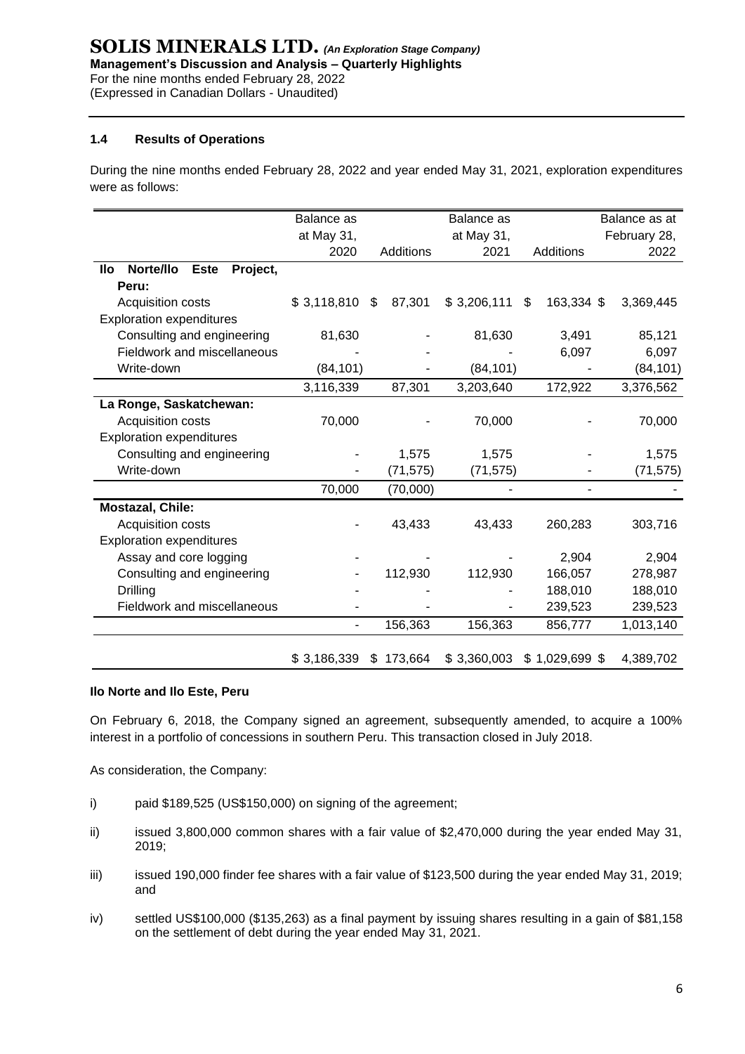### 1.4 Results of Operations

During the nine months ended February 28, 2022 and year ended May 31, 2021, exploration expenditures were as follows:

| | Balance as at May 31, 2020 | Additions | Balance as at May 31, 2021 | Additions | Balance as at February 28, 2022 |
|---|---|---|---|---|---|
| **Ilo Norte/Ilo Este Project, Peru:** | | | | | |
| Acquisition costs | $ 3,118,810 | $ 87,301 | $ 3,206,111 | $ 163,334 | $ 3,369,445 |
| Exploration expenditures | | | | | |
| Consulting and engineering | 81,630 | - | 81,630 | 3,491 | 85,121 |
| Fieldwork and miscellaneous | - | - | - | 6,097 | 6,097 |
| Write-down | (84,101) | - | (84,101) | - | (84,101) |
| | 3,116,339 | 87,301 | 3,203,640 | 172,922 | 3,376,562 |
| **La Ronge, Saskatchewan:** | | | | | |
| Acquisition costs | 70,000 | - | 70,000 | - | 70,000 |
| Exploration expenditures | | | | | |
| Consulting and engineering | - | 1,575 | 1,575 | - | 1,575 |
| Write-down | - | (71,575) | (71,575) | - | (71,575) |
| | 70,000 | (70,000) | - | - | - |
| **Mostazal, Chile:** | | | | | |
| Acquisition costs | - | 43,433 | 43,433 | 260,283 | 303,716 |
| Exploration expenditures | | | | | |
| Assay and core logging | - | - | - | 2,904 | 2,904 |
| Consulting and engineering | - | 112,930 | 112,930 | 166,057 | 278,987 |
| Drilling | - | - | - | 188,010 | 188,010 |
| Fieldwork and miscellaneous | - | - | - | 239,523 | 239,523 |
| | - | 156,363 | 156,363 | 856,777 | 1,013,140 |
| | $ 3,186,339 | $ 173,664 | $ 3,360,003 | $ 1,029,699 | $ 4,389,702 |

**Ilo Norte and Ilo Este, Peru**

On February 6, 2018, the Company signed an agreement, subsequently amended, to acquire a 100% interest in a portfolio of concessions in southern Peru. This transaction closed in July 2018.

As consideration, the Company:

i) paid $189,525 (US$150,000) on signing of the agreement;

ii) issued 3,800,000 common shares with a fair value of $2,470,000 during the year ended May 31, 2019;

iii) issued 190,000 finder fee shares with a fair value of $123,500 during the year ended May 31, 2019; and

iv) settled US$100,000 ($135,263) as a final payment by issuing shares resulting in a gain of $81,158 on the settlement of debt during the year ended May 31, 2021.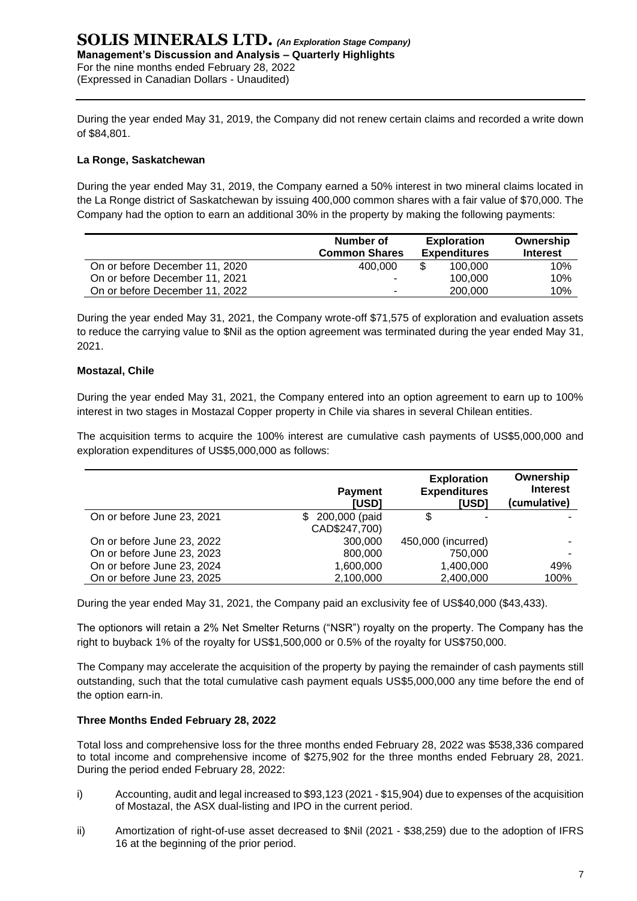During the year ended May 31, 2019, the Company did not renew certain claims and recorded a write down of $84,801.

**La Ronge, Saskatchewan**

During the year ended May 31, 2019, the Company earned a 50% interest in two mineral claims located in the La Ronge district of Saskatchewan by issuing 400,000 common shares with a fair value of $70,000. The Company had the option to earn an additional 30% in the property by making the following payments:

| | Number of Common Shares | Exploration Expenditures | Ownership Interest |
|---|---|---|---|
| On or before December 11, 2020 | 400,000 | $ 100,000 | 10% |
| On or before December 11, 2021 | - | 100,000 | 10% |
| On or before December 11, 2022 | - | 200,000 | 10% |

During the year ended May 31, 2021, the Company wrote-off $71,575 of exploration and evaluation assets to reduce the carrying value to $Nil as the option agreement was terminated during the year ended May 31, 2021.

**Mostazal, Chile**

During the year ended May 31, 2021, the Company entered into an option agreement to earn up to 100% interest in two stages in Mostazal Copper property in Chile via shares in several Chilean entities.

The acquisition terms to acquire the 100% interest are cumulative cash payments of US$5,000,000 and exploration expenditures of US$5,000,000 as follows:

| | Payment [USD] | Exploration Expenditures [USD] | Ownership Interest (cumulative) |
|---|---|---|---|
| On or before June 23, 2021 | $ 200,000 (paid CAD$247,700) | $ - | - |
| On or before June 23, 2022 | 300,000 | 450,000 (incurred) | - |
| On or before June 23, 2023 | 800,000 | 750,000 | - |
| On or before June 23, 2024 | 1,600,000 | 1,400,000 | 49% |
| On or before June 23, 2025 | 2,100,000 | 2,400,000 | 100% |

During the year ended May 31, 2021, the Company paid an exclusivity fee of US$40,000 ($43,433).

The optionors will retain a 2% Net Smelter Returns ("NSR") royalty on the property. The Company has the right to buyback 1% of the royalty for US$1,500,000 or 0.5% of the royalty for US$750,000.

The Company may accelerate the acquisition of the property by paying the remainder of cash payments still outstanding, such that the total cumulative cash payment equals US$5,000,000 any time before the end of the option earn-in.

**Three Months Ended February 28, 2022**

Total loss and comprehensive loss for the three months ended February 28, 2022 was $538,336 compared to total income and comprehensive income of $275,902 for the three months ended February 28, 2021. During the period ended February 28, 2022:

i) Accounting, audit and legal increased to $93,123 (2021 - $15,904) due to expenses of the acquisition of Mostazal, the ASX dual-listing and IPO in the current period.

ii) Amortization of right-of-use asset decreased to $Nil (2021 - $38,259) due to the adoption of IFRS 16 at the beginning of the prior period.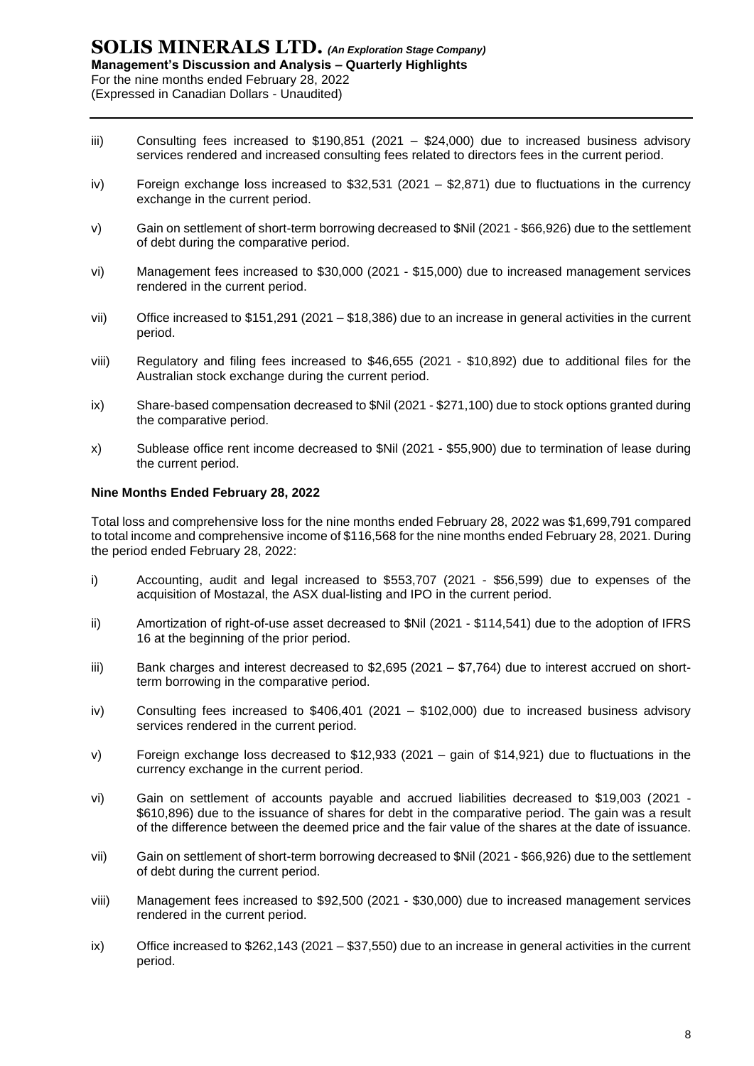iii) Consulting fees increased to $190,851 (2021 – $24,000) due to increased business advisory services rendered and increased consulting fees related to directors fees in the current period.

iv) Foreign exchange loss increased to $32,531 (2021 – $2,871) due to fluctuations in the currency exchange in the current period.

v) Gain on settlement of short-term borrowing decreased to $Nil (2021 - $66,926) due to the settlement of debt during the comparative period.

vi) Management fees increased to $30,000 (2021 - $15,000) due to increased management services rendered in the current period.

vii) Office increased to $151,291 (2021 – $18,386) due to an increase in general activities in the current period.

viii) Regulatory and filing fees increased to $46,655 (2021 - $10,892) due to additional files for the Australian stock exchange during the current period.

ix) Share-based compensation decreased to $Nil (2021 - $271,100) due to stock options granted during the comparative period.

x) Sublease office rent income decreased to $Nil (2021 - $55,900) due to termination of lease during the current period.

**Nine Months Ended February 28, 2022**

Total loss and comprehensive loss for the nine months ended February 28, 2022 was $1,699,791 compared to total income and comprehensive income of $116,568 for the nine months ended February 28, 2021. During the period ended February 28, 2022:

i) Accounting, audit and legal increased to $553,707 (2021 - $56,599) due to expenses of the acquisition of Mostazal, the ASX dual-listing and IPO in the current period.

ii) Amortization of right-of-use asset decreased to $Nil (2021 - $114,541) due to the adoption of IFRS 16 at the beginning of the prior period.

iii) Bank charges and interest decreased to $2,695 (2021 – $7,764) due to interest accrued on short-term borrowing in the comparative period.

iv) Consulting fees increased to $406,401 (2021 – $102,000) due to increased business advisory services rendered in the current period.

v) Foreign exchange loss decreased to $12,933 (2021 – gain of $14,921) due to fluctuations in the currency exchange in the current period.

vi) Gain on settlement of accounts payable and accrued liabilities decreased to $19,003 (2021 - $610,896) due to the issuance of shares for debt in the comparative period. The gain was a result of the difference between the deemed price and the fair value of the shares at the date of issuance.

vii) Gain on settlement of short-term borrowing decreased to $Nil (2021 - $66,926) due to the settlement of debt during the current period.

viii) Management fees increased to $92,500 (2021 - $30,000) due to increased management services rendered in the current period.

ix) Office increased to $262,143 (2021 – $37,550) due to an increase in general activities in the current period.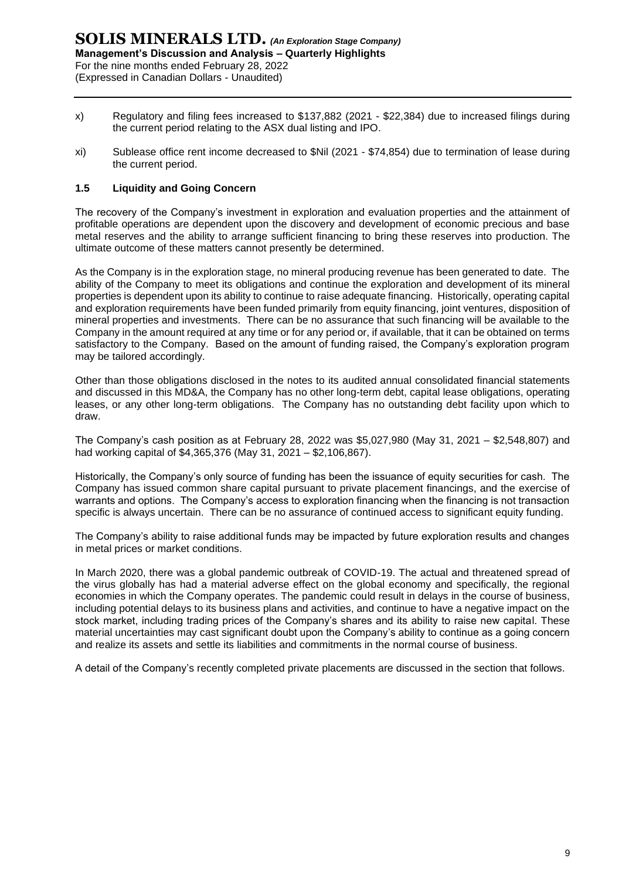x) Regulatory and filing fees increased to $137,882 (2021 - $22,384) due to increased filings during the current period relating to the ASX dual listing and IPO.

xi) Sublease office rent income decreased to $Nil (2021 - $74,854) due to termination of lease during the current period.

### 1.5 Liquidity and Going Concern

The recovery of the Company's investment in exploration and evaluation properties and the attainment of profitable operations are dependent upon the discovery and development of economic precious and base metal reserves and the ability to arrange sufficient financing to bring these reserves into production. The ultimate outcome of these matters cannot presently be determined.

As the Company is in the exploration stage, no mineral producing revenue has been generated to date. The ability of the Company to meet its obligations and continue the exploration and development of its mineral properties is dependent upon its ability to continue to raise adequate financing. Historically, operating capital and exploration requirements have been funded primarily from equity financing, joint ventures, disposition of mineral properties and investments. There can be no assurance that such financing will be available to the Company in the amount required at any time or for any period or, if available, that it can be obtained on terms satisfactory to the Company. Based on the amount of funding raised, the Company's exploration program may be tailored accordingly.

Other than those obligations disclosed in the notes to its audited annual consolidated financial statements and discussed in this MD&A, the Company has no other long-term debt, capital lease obligations, operating leases, or any other long-term obligations. The Company has no outstanding debt facility upon which to draw.

The Company's cash position as at February 28, 2022 was $5,027,980 (May 31, 2021 – $2,548,807) and had working capital of $4,365,376 (May 31, 2021 – $2,106,867).

Historically, the Company's only source of funding has been the issuance of equity securities for cash. The Company has issued common share capital pursuant to private placement financings, and the exercise of warrants and options. The Company's access to exploration financing when the financing is not transaction specific is always uncertain. There can be no assurance of continued access to significant equity funding.

The Company's ability to raise additional funds may be impacted by future exploration results and changes in metal prices or market conditions.

In March 2020, there was a global pandemic outbreak of COVID-19. The actual and threatened spread of the virus globally has had a material adverse effect on the global economy and specifically, the regional economies in which the Company operates. The pandemic could result in delays in the course of business, including potential delays to its business plans and activities, and continue to have a negative impact on the stock market, including trading prices of the Company's shares and its ability to raise new capital. These material uncertainties may cast significant doubt upon the Company's ability to continue as a going concern and realize its assets and settle its liabilities and commitments in the normal course of business.

A detail of the Company's recently completed private placements are discussed in the section that follows.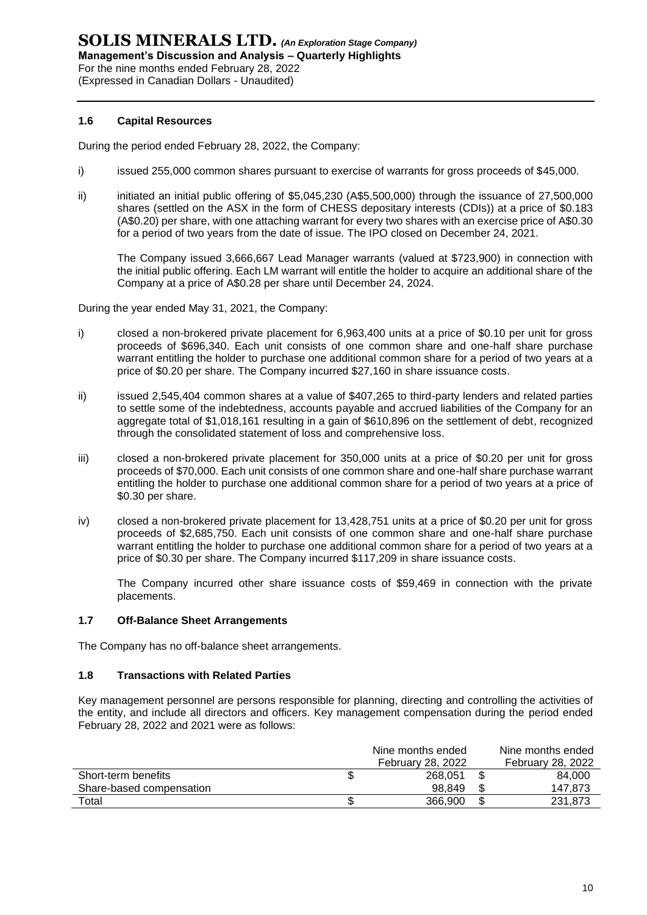#### 1.6 Capital Resources

During the period ended February 28, 2022, the Company:

i) issued 255,000 common shares pursuant to exercise of warrants for gross proceeds of $45,000.

ii) initiated an initial public offering of $5,045,230 (A$5,500,000) through the issuance of 27,500,000 shares (settled on the ASX in the form of CHESS depositary interests (CDIs)) at a price of $0.183 (A$0.20) per share, with one attaching warrant for every two shares with an exercise price of A$0.30 for a period of two years from the date of issue. The IPO closed on December 24, 2021.

   The Company issued 3,666,667 Lead Manager warrants (valued at $723,900) in connection with the initial public offering. Each LM warrant will entitle the holder to acquire an additional share of the Company at a price of A$0.28 per share until December 24, 2024.

During the year ended May 31, 2021, the Company:

i) closed a non-brokered private placement for 6,963,400 units at a price of $0.10 per unit for gross proceeds of $696,340. Each unit consists of one common share and one-half share purchase warrant entitling the holder to purchase one additional common share for a period of two years at a price of $0.20 per share. The Company incurred $27,160 in share issuance costs.

ii) issued 2,545,404 common shares at a value of $407,265 to third-party lenders and related parties to settle some of the indebtedness, accounts payable and accrued liabilities of the Company for an aggregate total of $1,018,161 resulting in a gain of $610,896 on the settlement of debt, recognized through the consolidated statement of loss and comprehensive loss.

iii) closed a non-brokered private placement for 350,000 units at a price of $0.20 per unit for gross proceeds of $70,000. Each unit consists of one common share and one-half share purchase warrant entitling the holder to purchase one additional common share for a period of two years at a price of $0.30 per share.

iv) closed a non-brokered private placement for 13,428,751 units at a price of $0.20 per unit for gross proceeds of $2,685,750. Each unit consists of one common share and one-half share purchase warrant entitling the holder to purchase one additional common share for a period of two years at a price of $0.30 per share. The Company incurred $117,209 in share issuance costs.

   The Company incurred other share issuance costs of $59,469 in connection with the private placements.

#### 1.7 Off-Balance Sheet Arrangements

The Company has no off-balance sheet arrangements.

#### 1.8 Transactions with Related Parties

Key management personnel are persons responsible for planning, directing and controlling the activities of the entity, and include all directors and officers. Key management compensation during the period ended February 28, 2022 and 2021 were as follows:

| | Nine months ended February 28, 2022 | Nine months ended February 28, 2022 |
|---|---|---|
| Short-term benefits | $ 268,051 | $ 84,000 |
| Share-based compensation | 98,849 | $ 147,873 |
| Total | $ 366,900 | $ 231,873 |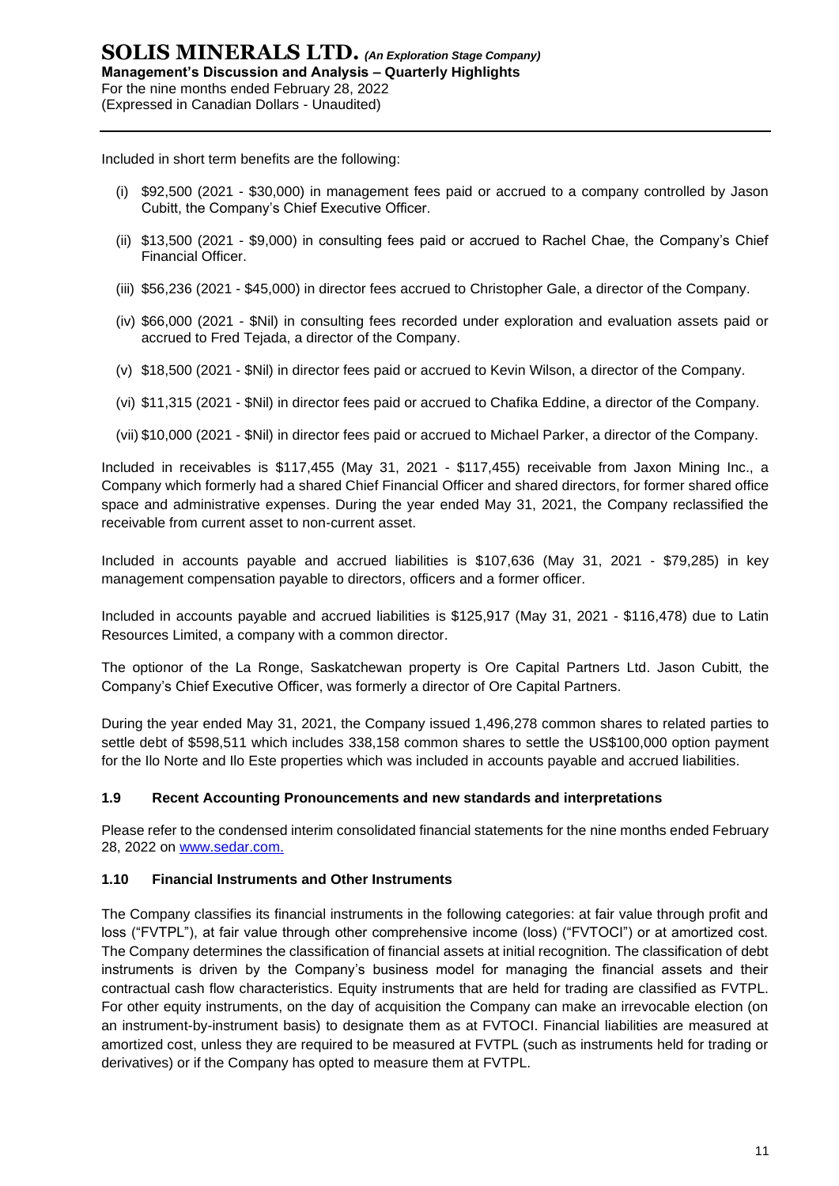Included in short term benefits are the following:

(i) $92,500 (2021 - $30,000) in management fees paid or accrued to a company controlled by Jason Cubitt, the Company's Chief Executive Officer.

(ii) $13,500 (2021 - $9,000) in consulting fees paid or accrued to Rachel Chae, the Company's Chief Financial Officer.

(iii) $56,236 (2021 - $45,000) in director fees accrued to Christopher Gale, a director of the Company.

(iv) $66,000 (2021 - $Nil) in consulting fees recorded under exploration and evaluation assets paid or accrued to Fred Tejada, a director of the Company.

(v) $18,500 (2021 - $Nil) in director fees paid or accrued to Kevin Wilson, a director of the Company.

(vi) $11,315 (2021 - $Nil) in director fees paid or accrued to Chafika Eddine, a director of the Company.

(vii) $10,000 (2021 - $Nil) in director fees paid or accrued to Michael Parker, a director of the Company.

Included in receivables is $117,455 (May 31, 2021 - $117,455) receivable from Jaxon Mining Inc., a Company which formerly had a shared Chief Financial Officer and shared directors, for former shared office space and administrative expenses. During the year ended May 31, 2021, the Company reclassified the receivable from current asset to non-current asset.

Included in accounts payable and accrued liabilities is $107,636 (May 31, 2021 - $79,285) in key management compensation payable to directors, officers and a former officer.

Included in accounts payable and accrued liabilities is $125,917 (May 31, 2021 - $116,478) due to Latin Resources Limited, a company with a common director.

The optionor of the La Ronge, Saskatchewan property is Ore Capital Partners Ltd. Jason Cubitt, the Company's Chief Executive Officer, was formerly a director of Ore Capital Partners.

During the year ended May 31, 2021, the Company issued 1,496,278 common shares to related parties to settle debt of $598,511 which includes 338,158 common shares to settle the US$100,000 option payment for the Ilo Norte and Ilo Este properties which was included in accounts payable and accrued liabilities.

### 1.9 Recent Accounting Pronouncements and new standards and interpretations

Please refer to the condensed interim consolidated financial statements for the nine months ended February 28, 2022 on www.sedar.com.

### 1.10 Financial Instruments and Other Instruments

The Company classifies its financial instruments in the following categories: at fair value through profit and loss ("FVTPL"), at fair value through other comprehensive income (loss) ("FVTOCI") or at amortized cost. The Company determines the classification of financial assets at initial recognition. The classification of debt instruments is driven by the Company's business model for managing the financial assets and their contractual cash flow characteristics. Equity instruments that are held for trading are classified as FVTPL. For other equity instruments, on the day of acquisition the Company can make an irrevocable election (on an instrument-by-instrument basis) to designate them as at FVTOCI. Financial liabilities are measured at amortized cost, unless they are required to be measured at FVTPL (such as instruments held for trading or derivatives) or if the Company has opted to measure them at FVTPL.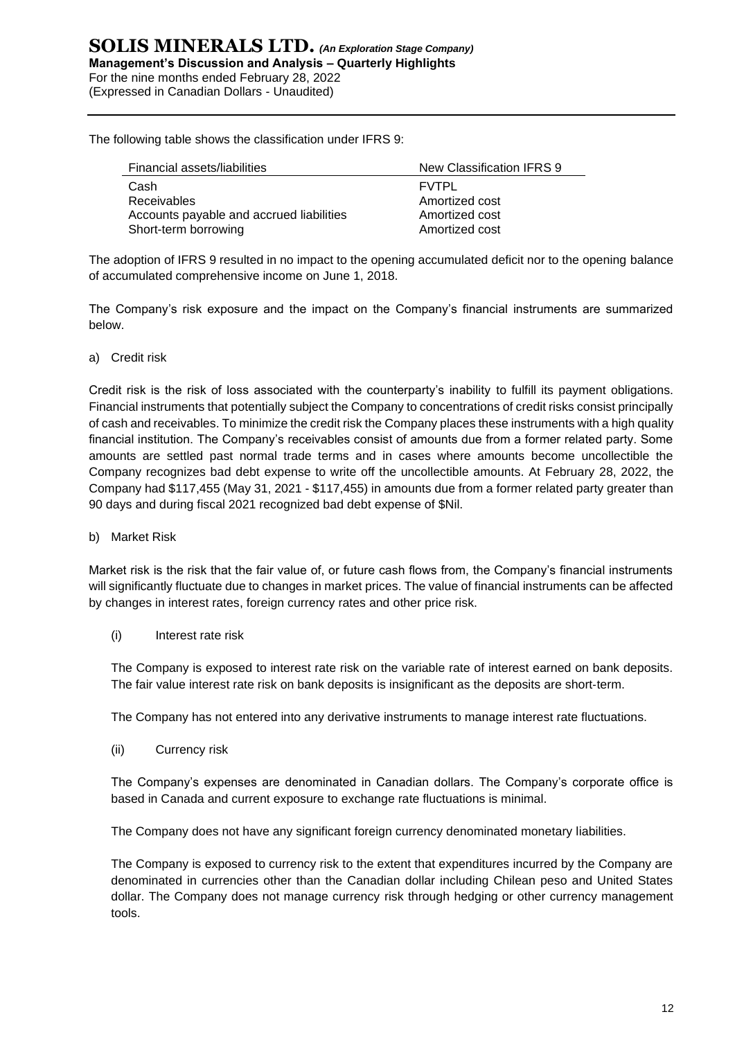The following table shows the classification under IFRS 9:

| Financial assets/liabilities | New Classification IFRS 9 |
|---|---|
| Cash | FVTPL |
| Receivables | Amortized cost |
| Accounts payable and accrued liabilities | Amortized cost |
| Short-term borrowing | Amortized cost |

The adoption of IFRS 9 resulted in no impact to the opening accumulated deficit nor to the opening balance of accumulated comprehensive income on June 1, 2018.

The Company's risk exposure and the impact on the Company's financial instruments are summarized below.

a) Credit risk

Credit risk is the risk of loss associated with the counterparty's inability to fulfill its payment obligations. Financial instruments that potentially subject the Company to concentrations of credit risks consist principally of cash and receivables. To minimize the credit risk the Company places these instruments with a high quality financial institution. The Company's receivables consist of amounts due from a former related party. Some amounts are settled past normal trade terms and in cases where amounts become uncollectible the Company recognizes bad debt expense to write off the uncollectible amounts. At February 28, 2022, the Company had $117,455 (May 31, 2021 - $117,455) in amounts due from a former related party greater than 90 days and during fiscal 2021 recognized bad debt expense of $Nil.

b) Market Risk

Market risk is the risk that the fair value of, or future cash flows from, the Company's financial instruments will significantly fluctuate due to changes in market prices. The value of financial instruments can be affected by changes in interest rates, foreign currency rates and other price risk.

(i) Interest rate risk

The Company is exposed to interest rate risk on the variable rate of interest earned on bank deposits. The fair value interest rate risk on bank deposits is insignificant as the deposits are short-term.

The Company has not entered into any derivative instruments to manage interest rate fluctuations.

(ii) Currency risk

The Company's expenses are denominated in Canadian dollars. The Company's corporate office is based in Canada and current exposure to exchange rate fluctuations is minimal.

The Company does not have any significant foreign currency denominated monetary liabilities.

The Company is exposed to currency risk to the extent that expenditures incurred by the Company are denominated in currencies other than the Canadian dollar including Chilean peso and United States dollar. The Company does not manage currency risk through hedging or other currency management tools.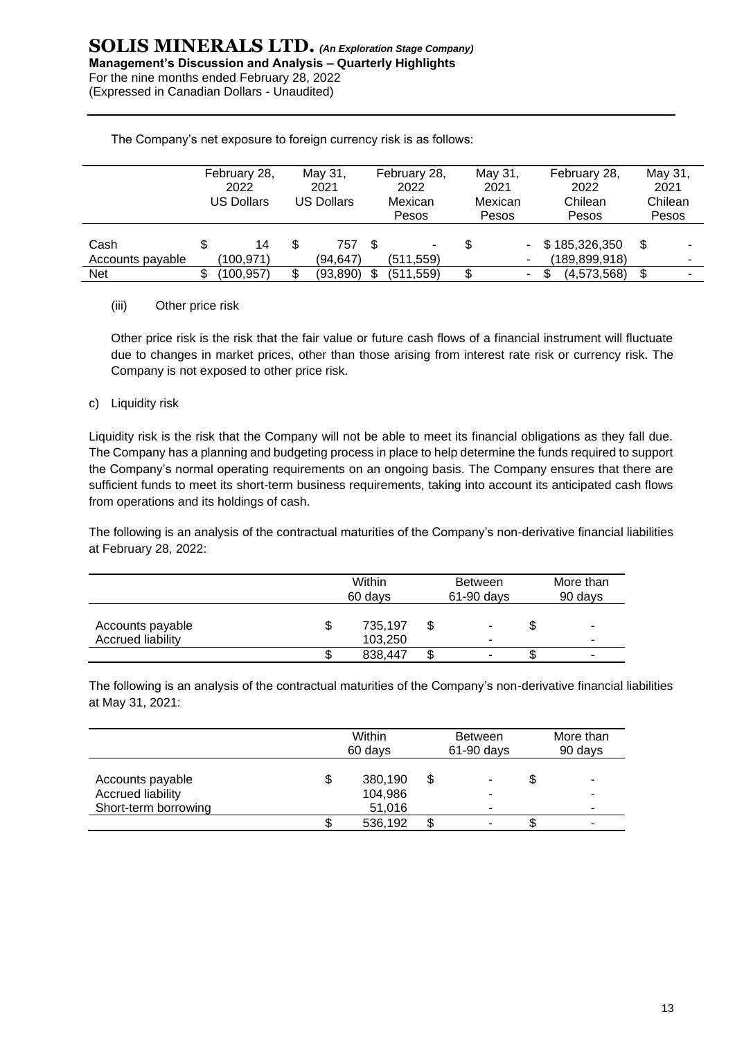The Company's net exposure to foreign currency risk is as follows:

| | February 28, 2022 US Dollars | May 31, 2021 US Dollars | February 28, 2022 Mexican Pesos | May 31, 2021 Mexican Pesos | February 28, 2022 Chilean Pesos | May 31, 2021 Chilean Pesos |
|---|---|---|---|---|---|---|
| Cash | $ 14 | $ 757 | $ - | $ - | $ 185,326,350 | $ - |
| Accounts payable | (100,971) | (94,647) | (511,559) | - | (189,899,918) | - |
| Net | $ (100,957) | $ (93,890) | $ (511,559) | $ - | $ (4,573,568) | $ - |

(iii) Other price risk

Other price risk is the risk that the fair value or future cash flows of a financial instrument will fluctuate due to changes in market prices, other than those arising from interest rate risk or currency risk. The Company is not exposed to other price risk.

c) Liquidity risk

Liquidity risk is the risk that the Company will not be able to meet its financial obligations as they fall due. The Company has a planning and budgeting process in place to help determine the funds required to support the Company's normal operating requirements on an ongoing basis. The Company ensures that there are sufficient funds to meet its short-term business requirements, taking into account its anticipated cash flows from operations and its holdings of cash.

The following is an analysis of the contractual maturities of the Company's non-derivative financial liabilities at February 28, 2022:

| | Within 60 days | Between 61-90 days | More than 90 days |
|---|---|---|---|
| Accounts payable | $ 735,197 | $ - | $ - |
| Accrued liability | 103,250 | - | - |
| | $ 838,447 | $ - | $ - |

The following is an analysis of the contractual maturities of the Company's non-derivative financial liabilities at May 31, 2021:

| | Within 60 days | Between 61-90 days | More than 90 days |
|---|---|---|---|
| Accounts payable | $ 380,190 | $ - | $ - |
| Accrued liability | 104,986 | - | - |
| Short-term borrowing | 51,016 | - | - |
| | $ 536,192 | $ - | $ - |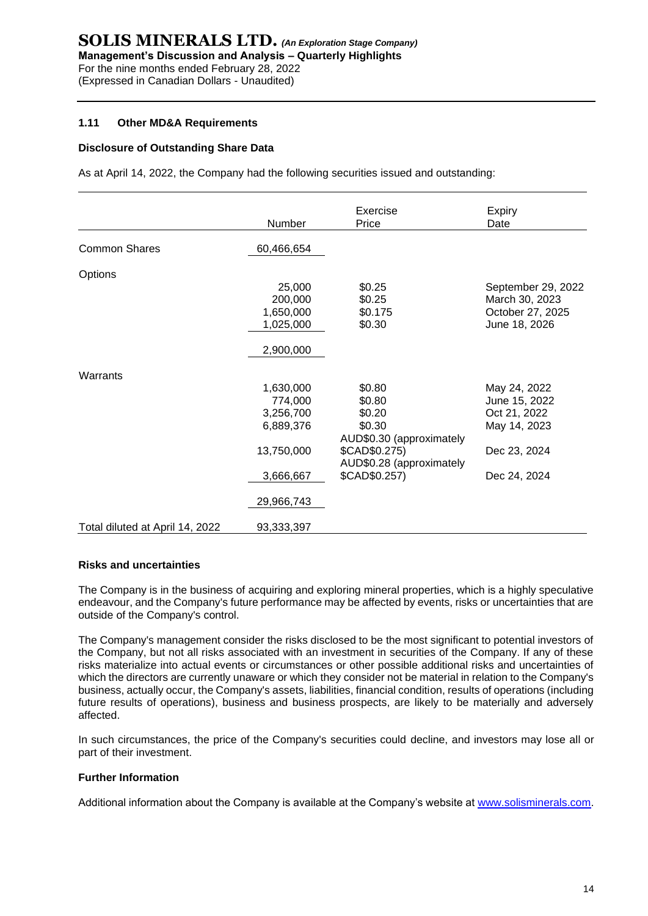## 1.11 Other MD&A Requirements

### Disclosure of Outstanding Share Data

As at April 14, 2022, the Company had the following securities issued and outstanding:

| | Number | Exercise Price | Expiry Date |
|---|---|---|---|
| Common Shares | 60,466,654 | | |
| Options | | | |
| | 25,000 | $0.25 | September 29, 2022 |
| | 200,000 | $0.25 | March 30, 2023 |
| | 1,650,000 | $0.175 | October 27, 2025 |
| | 1,025,000 | $0.30 | June 18, 2026 |
| | 2,900,000 | | |
| Warrants | | | |
| | 1,630,000 | $0.80 | May 24, 2022 |
| | 774,000 | $0.80 | June 15, 2022 |
| | 3,256,700 | $0.20 | Oct 21, 2022 |
| | 6,889,376 | $0.30 | May 14, 2023 |
| | 13,750,000 | AUD$0.30 (approximately $CAD$0.275) | Dec 23, 2024 |
| | 3,666,667 | AUD$0.28 (approximately $CAD$0.257) | Dec 24, 2024 |
| | 29,966,743 | | |
| Total diluted at April 14, 2022 | 93,333,397 | | |

### Risks and uncertainties

The Company is in the business of acquiring and exploring mineral properties, which is a highly speculative endeavour, and the Company's future performance may be affected by events, risks or uncertainties that are outside of the Company's control.

The Company's management consider the risks disclosed to be the most significant to potential investors of the Company, but not all risks associated with an investment in securities of the Company. If any of these risks materialize into actual events or circumstances or other possible additional risks and uncertainties of which the directors are currently unaware or which they consider not be material in relation to the Company's business, actually occur, the Company's assets, liabilities, financial condition, results of operations (including future results of operations), business and business prospects, are likely to be materially and adversely affected.

In such circumstances, the price of the Company's securities could decline, and investors may lose all or part of their investment.

### Further Information

Additional information about the Company is available at the Company's website at www.solisminerals.com.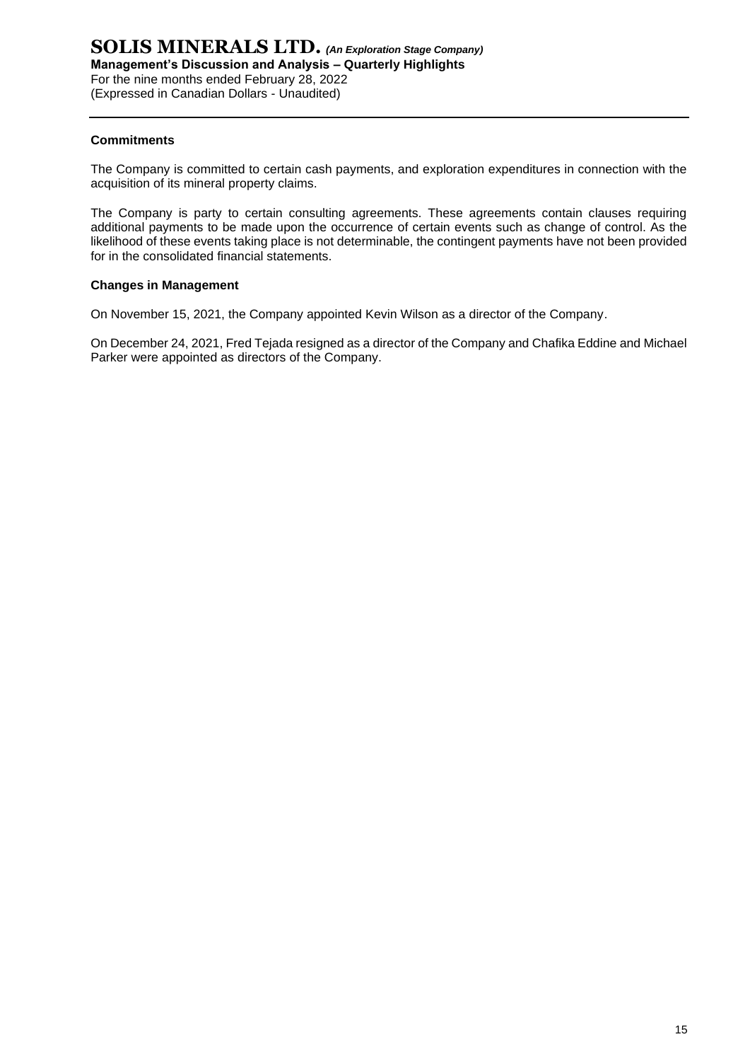### Commitments

The Company is committed to certain cash payments, and exploration expenditures in connection with the acquisition of its mineral property claims.

The Company is party to certain consulting agreements. These agreements contain clauses requiring additional payments to be made upon the occurrence of certain events such as change of control. As the likelihood of these events taking place is not determinable, the contingent payments have not been provided for in the consolidated financial statements.

### Changes in Management

On November 15, 2021, the Company appointed Kevin Wilson as a director of the Company.

On December 24, 2021, Fred Tejada resigned as a director of the Company and Chafika Eddine and Michael Parker were appointed as directors of the Company.